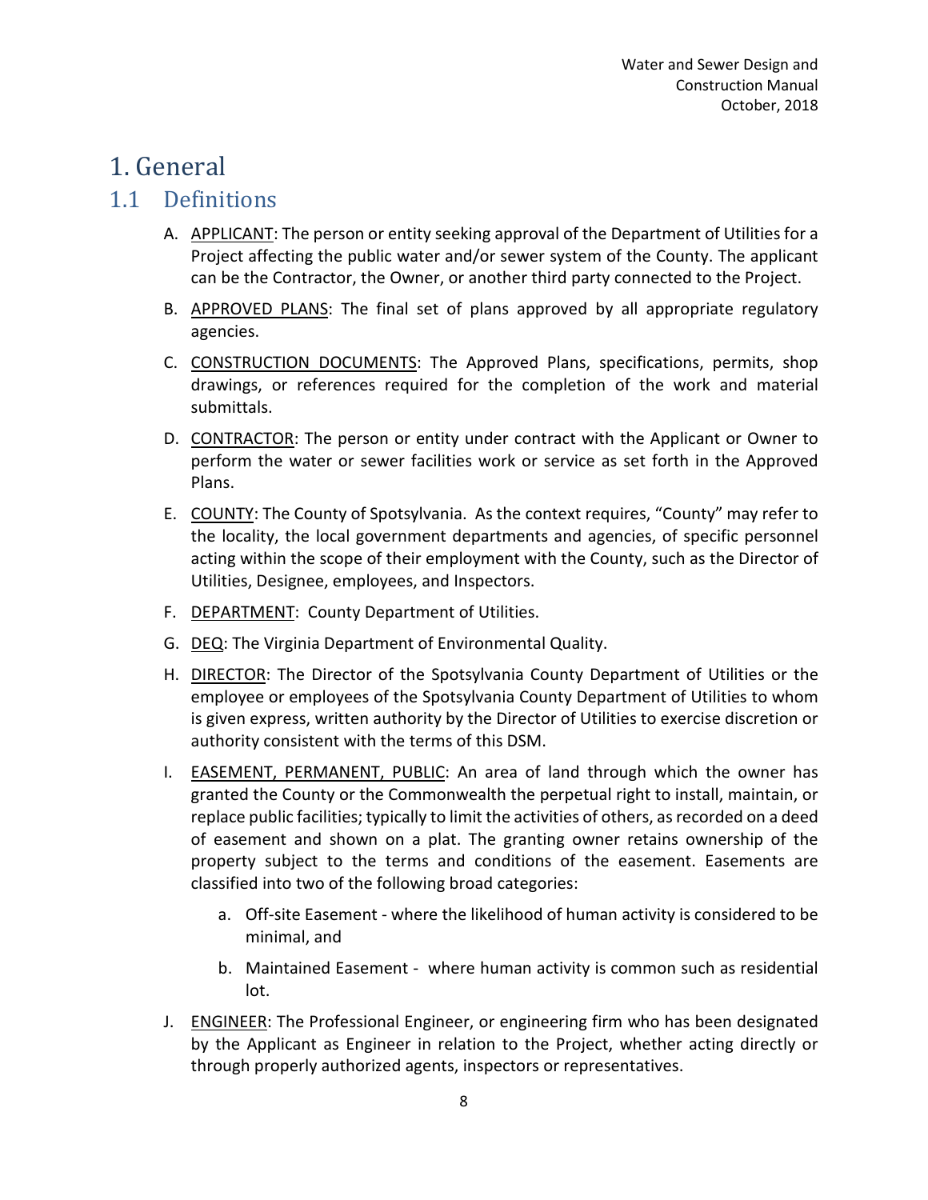# 1. General

## 1.1 Definitions

A. <u>APPLICANT</u>: The person or entity seeking approval of the Department of Utilities for a Project affecting the public water and/or sewer system of the County. The applicant can be the Contractor, the Owner, or another third party connected to the Project.

B. <u>APPROVED PLANS</u>: The final set of plans approved by all appropriate regulatory agencies.

C. <u>CONSTRUCTION DOCUMENTS</u>: The Approved Plans, specifications, permits, shop drawings, or references required for the completion of the work and material submittals.

D. <u>CONTRACTOR</u>: The person or entity under contract with the Applicant or Owner to perform the water or sewer facilities work or service as set forth in the Approved Plans.

E. <u>COUNTY</u>: The County of Spotsylvania. As the context requires, "County" may refer to the locality, the local government departments and agencies, of specific personnel acting within the scope of their employment with the County, such as the Director of Utilities, Designee, employees, and Inspectors.

F. <u>DEPARTMENT</u>: County Department of Utilities.

G. <u>DEQ</u>: The Virginia Department of Environmental Quality.

H. <u>DIRECTOR</u>: The Director of the Spotsylvania County Department of Utilities or the employee or employees of the Spotsylvania County Department of Utilities to whom is given express, written authority by the Director of Utilities to exercise discretion or authority consistent with the terms of this DSM.

I. <u>EASEMENT, PERMANENT, PUBLIC</u>: An area of land through which the owner has granted the County or the Commonwealth the perpetual right to install, maintain, or replace public facilities; typically to limit the activities of others, as recorded on a deed of easement and shown on a plat. The granting owner retains ownership of the property subject to the terms and conditions of the easement. Easements are classified into two of the following broad categories:

   a. Off-site Easement - where the likelihood of human activity is considered to be minimal, and

   b. Maintained Easement - where human activity is common such as residential lot.

J. <u>ENGINEER</u>: The Professional Engineer, or engineering firm who has been designated by the Applicant as Engineer in relation to the Project, whether acting directly or through properly authorized agents, inspectors or representatives.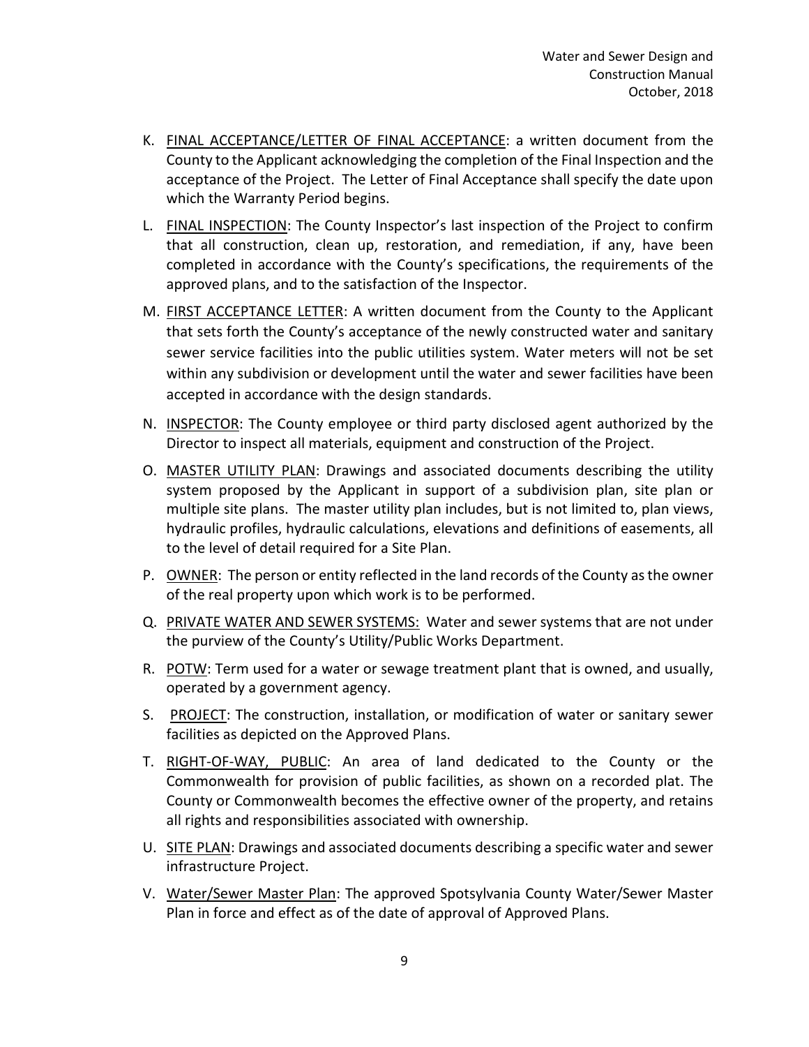K. <u>FINAL ACCEPTANCE/LETTER OF FINAL ACCEPTANCE</u>: a written document from the County to the Applicant acknowledging the completion of the Final Inspection and the acceptance of the Project. The Letter of Final Acceptance shall specify the date upon which the Warranty Period begins.

L. <u>FINAL INSPECTION</u>: The County Inspector's last inspection of the Project to confirm that all construction, clean up, restoration, and remediation, if any, have been completed in accordance with the County's specifications, the requirements of the approved plans, and to the satisfaction of the Inspector.

M. <u>FIRST ACCEPTANCE LETTER</u>: A written document from the County to the Applicant that sets forth the County's acceptance of the newly constructed water and sanitary sewer service facilities into the public utilities system. Water meters will not be set within any subdivision or development until the water and sewer facilities have been accepted in accordance with the design standards.

N. <u>INSPECTOR</u>: The County employee or third party disclosed agent authorized by the Director to inspect all materials, equipment and construction of the Project.

O. <u>MASTER UTILITY PLAN</u>: Drawings and associated documents describing the utility system proposed by the Applicant in support of a subdivision plan, site plan or multiple site plans. The master utility plan includes, but is not limited to, plan views, hydraulic profiles, hydraulic calculations, elevations and definitions of easements, all to the level of detail required for a Site Plan.

P. <u>OWNER</u>: The person or entity reflected in the land records of the County as the owner of the real property upon which work is to be performed.

Q. <u>PRIVATE WATER AND SEWER SYSTEMS:</u> Water and sewer systems that are not under the purview of the County's Utility/Public Works Department.

R. <u>POTW</u>: Term used for a water or sewage treatment plant that is owned, and usually, operated by a government agency.

S. <u>PROJECT</u>: The construction, installation, or modification of water or sanitary sewer facilities as depicted on the Approved Plans.

T. <u>RIGHT-OF-WAY, PUBLIC</u>: An area of land dedicated to the County or the Commonwealth for provision of public facilities, as shown on a recorded plat. The County or Commonwealth becomes the effective owner of the property, and retains all rights and responsibilities associated with ownership.

U. <u>SITE PLAN</u>: Drawings and associated documents describing a specific water and sewer infrastructure Project.

V. <u>Water/Sewer Master Plan</u>: The approved Spotsylvania County Water/Sewer Master Plan in force and effect as of the date of approval of Approved Plans.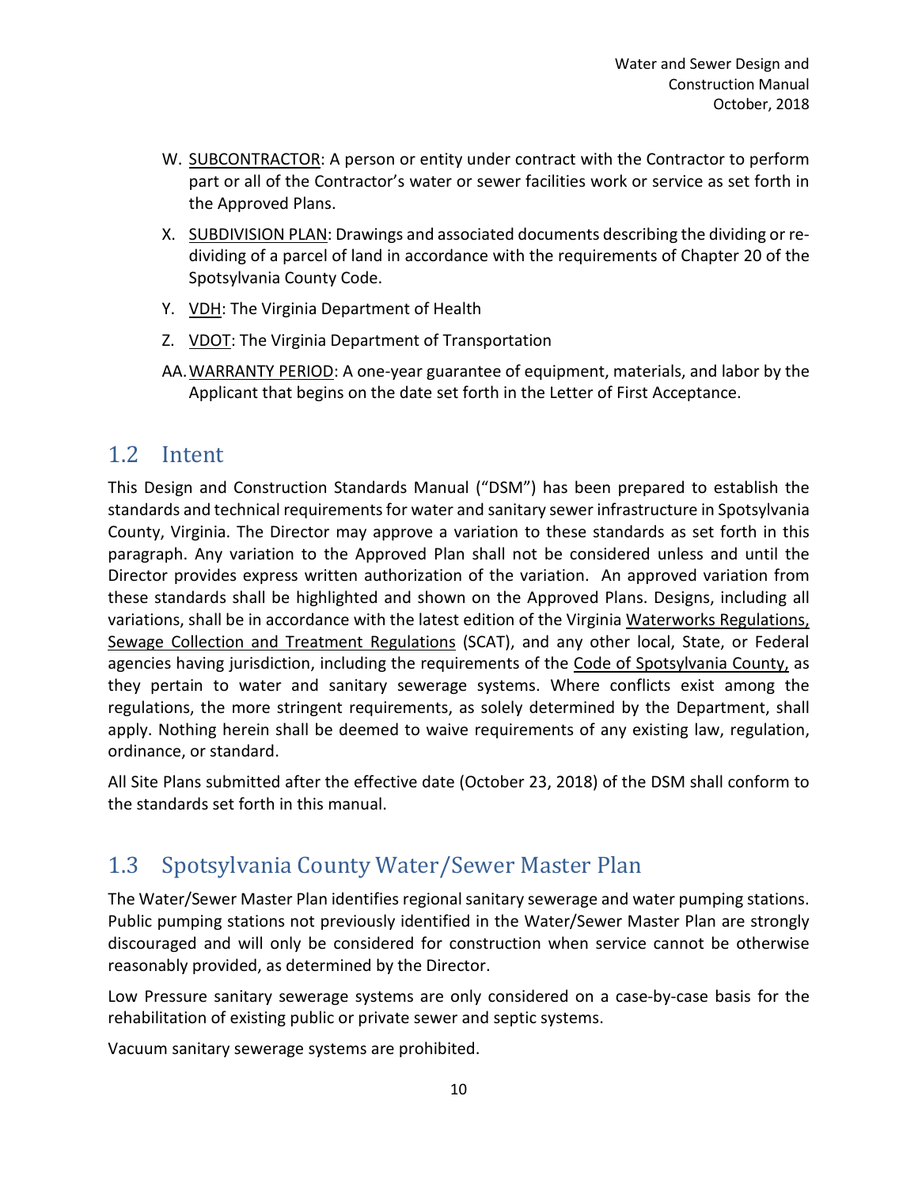W. SUBCONTRACTOR: A person or entity under contract with the Contractor to perform part or all of the Contractor's water or sewer facilities work or service as set forth in the Approved Plans.

X. SUBDIVISION PLAN: Drawings and associated documents describing the dividing or re-dividing of a parcel of land in accordance with the requirements of Chapter 20 of the Spotsylvania County Code.

Y. VDH: The Virginia Department of Health

Z. VDOT: The Virginia Department of Transportation

AA. WARRANTY PERIOD: A one-year guarantee of equipment, materials, and labor by the Applicant that begins on the date set forth in the Letter of First Acceptance.

## 1.2 Intent

This Design and Construction Standards Manual ("DSM") has been prepared to establish the standards and technical requirements for water and sanitary sewer infrastructure in Spotsylvania County, Virginia. The Director may approve a variation to these standards as set forth in this paragraph. Any variation to the Approved Plan shall not be considered unless and until the Director provides express written authorization of the variation. An approved variation from these standards shall be highlighted and shown on the Approved Plans. Designs, including all variations, shall be in accordance with the latest edition of the Virginia Waterworks Regulations, Sewage Collection and Treatment Regulations (SCAT), and any other local, State, or Federal agencies having jurisdiction, including the requirements of the Code of Spotsylvania County, as they pertain to water and sanitary sewerage systems. Where conflicts exist among the regulations, the more stringent requirements, as solely determined by the Department, shall apply. Nothing herein shall be deemed to waive requirements of any existing law, regulation, ordinance, or standard.

All Site Plans submitted after the effective date (October 23, 2018) of the DSM shall conform to the standards set forth in this manual.

## 1.3 Spotsylvania County Water/Sewer Master Plan

The Water/Sewer Master Plan identifies regional sanitary sewerage and water pumping stations. Public pumping stations not previously identified in the Water/Sewer Master Plan are strongly discouraged and will only be considered for construction when service cannot be otherwise reasonably provided, as determined by the Director.

Low Pressure sanitary sewerage systems are only considered on a case-by-case basis for the rehabilitation of existing public or private sewer and septic systems.

Vacuum sanitary sewerage systems are prohibited.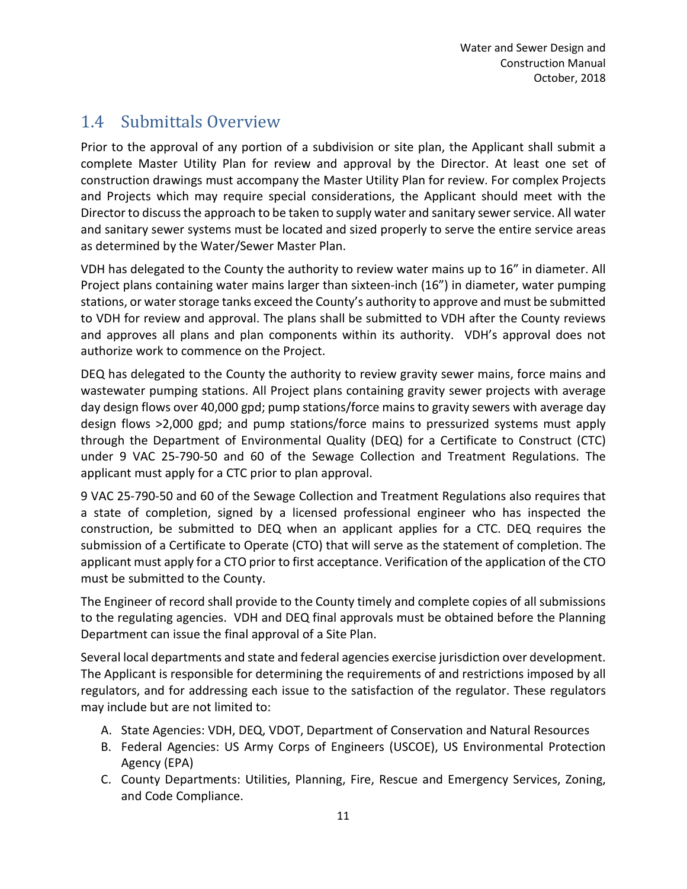## 1.4 Submittals Overview

Prior to the approval of any portion of a subdivision or site plan, the Applicant shall submit a complete Master Utility Plan for review and approval by the Director. At least one set of construction drawings must accompany the Master Utility Plan for review. For complex Projects and Projects which may require special considerations, the Applicant should meet with the Director to discuss the approach to be taken to supply water and sanitary sewer service. All water and sanitary sewer systems must be located and sized properly to serve the entire service areas as determined by the Water/Sewer Master Plan.

VDH has delegated to the County the authority to review water mains up to 16" in diameter. All Project plans containing water mains larger than sixteen-inch (16") in diameter, water pumping stations, or water storage tanks exceed the County's authority to approve and must be submitted to VDH for review and approval. The plans shall be submitted to VDH after the County reviews and approves all plans and plan components within its authority. VDH's approval does not authorize work to commence on the Project.

DEQ has delegated to the County the authority to review gravity sewer mains, force mains and wastewater pumping stations. All Project plans containing gravity sewer projects with average day design flows over 40,000 gpd; pump stations/force mains to gravity sewers with average day design flows >2,000 gpd; and pump stations/force mains to pressurized systems must apply through the Department of Environmental Quality (DEQ) for a Certificate to Construct (CTC) under 9 VAC 25-790-50 and 60 of the Sewage Collection and Treatment Regulations. The applicant must apply for a CTC prior to plan approval.

9 VAC 25-790-50 and 60 of the Sewage Collection and Treatment Regulations also requires that a state of completion, signed by a licensed professional engineer who has inspected the construction, be submitted to DEQ when an applicant applies for a CTC. DEQ requires the submission of a Certificate to Operate (CTO) that will serve as the statement of completion. The applicant must apply for a CTO prior to first acceptance. Verification of the application of the CTO must be submitted to the County.

The Engineer of record shall provide to the County timely and complete copies of all submissions to the regulating agencies. VDH and DEQ final approvals must be obtained before the Planning Department can issue the final approval of a Site Plan.

Several local departments and state and federal agencies exercise jurisdiction over development. The Applicant is responsible for determining the requirements of and restrictions imposed by all regulators, and for addressing each issue to the satisfaction of the regulator. These regulators may include but are not limited to:

A. State Agencies: VDH, DEQ, VDOT, Department of Conservation and Natural Resources
B. Federal Agencies: US Army Corps of Engineers (USCOE), US Environmental Protection Agency (EPA)
C. County Departments: Utilities, Planning, Fire, Rescue and Emergency Services, Zoning, and Code Compliance.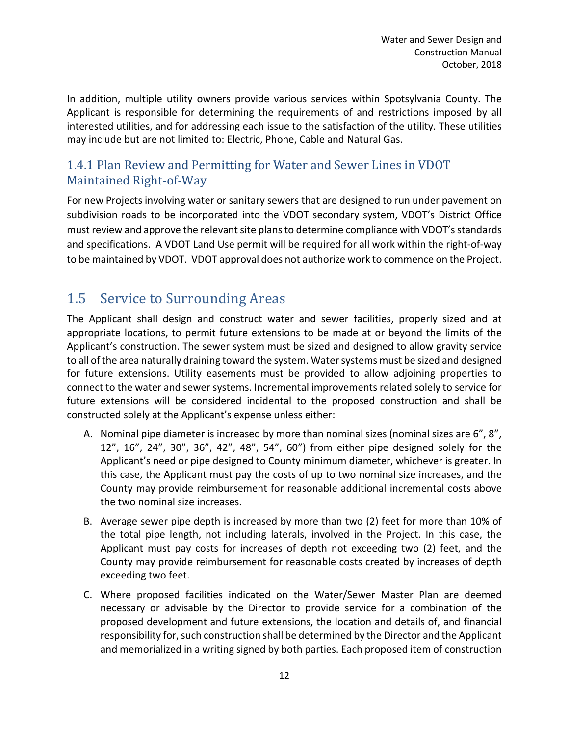In addition, multiple utility owners provide various services within Spotsylvania County. The Applicant is responsible for determining the requirements of and restrictions imposed by all interested utilities, and for addressing each issue to the satisfaction of the utility. These utilities may include but are not limited to: Electric, Phone, Cable and Natural Gas.

### 1.4.1 Plan Review and Permitting for Water and Sewer Lines in VDOT Maintained Right-of-Way

For new Projects involving water or sanitary sewers that are designed to run under pavement on subdivision roads to be incorporated into the VDOT secondary system, VDOT's District Office must review and approve the relevant site plans to determine compliance with VDOT's standards and specifications. A VDOT Land Use permit will be required for all work within the right-of-way to be maintained by VDOT. VDOT approval does not authorize work to commence on the Project.

## 1.5 Service to Surrounding Areas

The Applicant shall design and construct water and sewer facilities, properly sized and at appropriate locations, to permit future extensions to be made at or beyond the limits of the Applicant's construction. The sewer system must be sized and designed to allow gravity service to all of the area naturally draining toward the system. Water systems must be sized and designed for future extensions. Utility easements must be provided to allow adjoining properties to connect to the water and sewer systems. Incremental improvements related solely to service for future extensions will be considered incidental to the proposed construction and shall be constructed solely at the Applicant's expense unless either:

A. Nominal pipe diameter is increased by more than nominal sizes (nominal sizes are 6", 8", 12", 16", 24", 30", 36", 42", 48", 54", 60") from either pipe designed solely for the Applicant's need or pipe designed to County minimum diameter, whichever is greater. In this case, the Applicant must pay the costs of up to two nominal size increases, and the County may provide reimbursement for reasonable additional incremental costs above the two nominal size increases.

B. Average sewer pipe depth is increased by more than two (2) feet for more than 10% of the total pipe length, not including laterals, involved in the Project. In this case, the Applicant must pay costs for increases of depth not exceeding two (2) feet, and the County may provide reimbursement for reasonable costs created by increases of depth exceeding two feet.

C. Where proposed facilities indicated on the Water/Sewer Master Plan are deemed necessary or advisable by the Director to provide service for a combination of the proposed development and future extensions, the location and details of, and financial responsibility for, such construction shall be determined by the Director and the Applicant and memorialized in a writing signed by both parties. Each proposed item of construction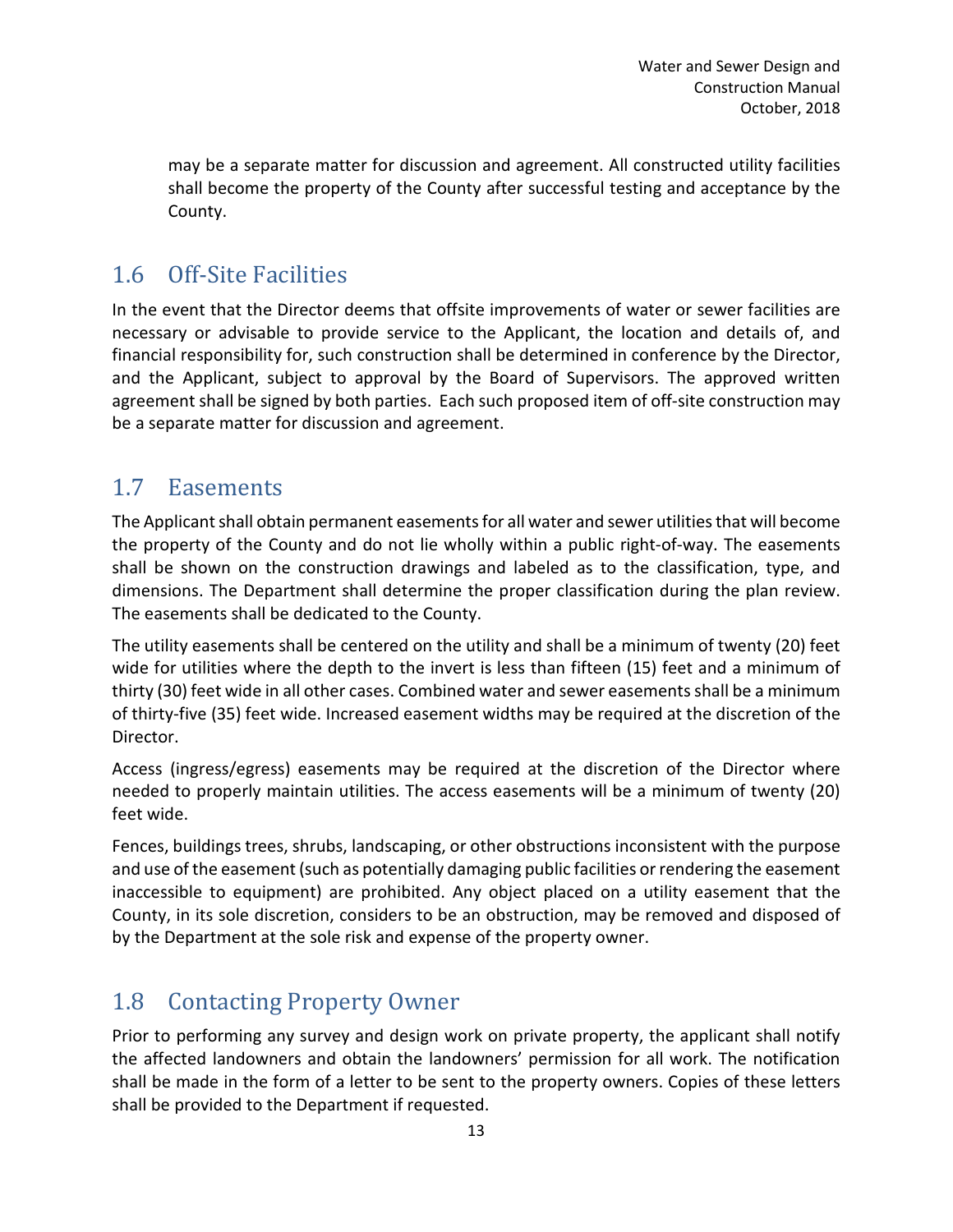may be a separate matter for discussion and agreement. All constructed utility facilities shall become the property of the County after successful testing and acceptance by the County.

## 1.6 Off-Site Facilities

In the event that the Director deems that offsite improvements of water or sewer facilities are necessary or advisable to provide service to the Applicant, the location and details of, and financial responsibility for, such construction shall be determined in conference by the Director, and the Applicant, subject to approval by the Board of Supervisors. The approved written agreement shall be signed by both parties. Each such proposed item of off-site construction may be a separate matter for discussion and agreement.

## 1.7 Easements

The Applicant shall obtain permanent easements for all water and sewer utilities that will become the property of the County and do not lie wholly within a public right-of-way. The easements shall be shown on the construction drawings and labeled as to the classification, type, and dimensions. The Department shall determine the proper classification during the plan review. The easements shall be dedicated to the County.

The utility easements shall be centered on the utility and shall be a minimum of twenty (20) feet wide for utilities where the depth to the invert is less than fifteen (15) feet and a minimum of thirty (30) feet wide in all other cases. Combined water and sewer easements shall be a minimum of thirty-five (35) feet wide. Increased easement widths may be required at the discretion of the Director.

Access (ingress/egress) easements may be required at the discretion of the Director where needed to properly maintain utilities. The access easements will be a minimum of twenty (20) feet wide.

Fences, buildings trees, shrubs, landscaping, or other obstructions inconsistent with the purpose and use of the easement (such as potentially damaging public facilities or rendering the easement inaccessible to equipment) are prohibited. Any object placed on a utility easement that the County, in its sole discretion, considers to be an obstruction, may be removed and disposed of by the Department at the sole risk and expense of the property owner.

## 1.8 Contacting Property Owner

Prior to performing any survey and design work on private property, the applicant shall notify the affected landowners and obtain the landowners' permission for all work. The notification shall be made in the form of a letter to be sent to the property owners. Copies of these letters shall be provided to the Department if requested.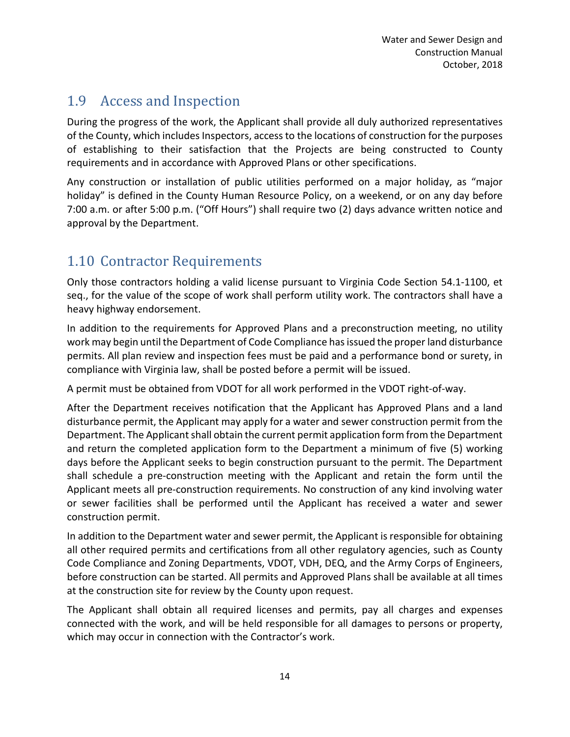## 1.9 Access and Inspection

During the progress of the work, the Applicant shall provide all duly authorized representatives of the County, which includes Inspectors, access to the locations of construction for the purposes of establishing to their satisfaction that the Projects are being constructed to County requirements and in accordance with Approved Plans or other specifications.

Any construction or installation of public utilities performed on a major holiday, as "major holiday" is defined in the County Human Resource Policy, on a weekend, or on any day before 7:00 a.m. or after 5:00 p.m. ("Off Hours") shall require two (2) days advance written notice and approval by the Department.

## 1.10 Contractor Requirements

Only those contractors holding a valid license pursuant to Virginia Code Section 54.1-1100, et seq., for the value of the scope of work shall perform utility work. The contractors shall have a heavy highway endorsement.

In addition to the requirements for Approved Plans and a preconstruction meeting, no utility work may begin until the Department of Code Compliance has issued the proper land disturbance permits. All plan review and inspection fees must be paid and a performance bond or surety, in compliance with Virginia law, shall be posted before a permit will be issued.

A permit must be obtained from VDOT for all work performed in the VDOT right-of-way.

After the Department receives notification that the Applicant has Approved Plans and a land disturbance permit, the Applicant may apply for a water and sewer construction permit from the Department. The Applicant shall obtain the current permit application form from the Department and return the completed application form to the Department a minimum of five (5) working days before the Applicant seeks to begin construction pursuant to the permit. The Department shall schedule a pre-construction meeting with the Applicant and retain the form until the Applicant meets all pre-construction requirements. No construction of any kind involving water or sewer facilities shall be performed until the Applicant has received a water and sewer construction permit.

In addition to the Department water and sewer permit, the Applicant is responsible for obtaining all other required permits and certifications from all other regulatory agencies, such as County Code Compliance and Zoning Departments, VDOT, VDH, DEQ, and the Army Corps of Engineers, before construction can be started. All permits and Approved Plans shall be available at all times at the construction site for review by the County upon request.

The Applicant shall obtain all required licenses and permits, pay all charges and expenses connected with the work, and will be held responsible for all damages to persons or property, which may occur in connection with the Contractor's work.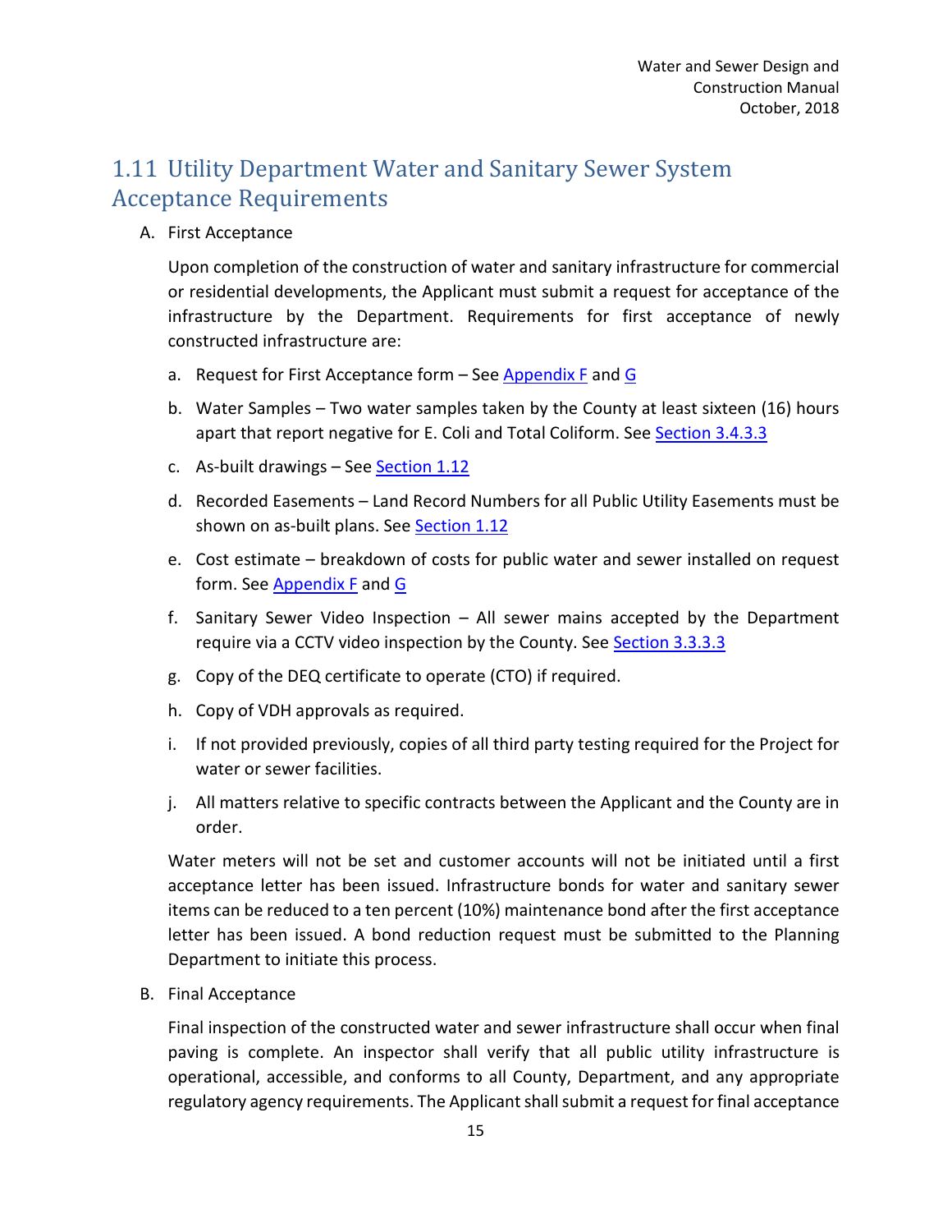## 1.11 Utility Department Water and Sanitary Sewer System Acceptance Requirements

A. First Acceptance

Upon completion of the construction of water and sanitary infrastructure for commercial or residential developments, the Applicant must submit a request for acceptance of the infrastructure by the Department. Requirements for first acceptance of newly constructed infrastructure are:

a. Request for First Acceptance form – See Appendix F and G

b. Water Samples – Two water samples taken by the County at least sixteen (16) hours apart that report negative for E. Coli and Total Coliform. See Section 3.4.3.3

c. As-built drawings – See Section 1.12

d. Recorded Easements – Land Record Numbers for all Public Utility Easements must be shown on as-built plans. See Section 1.12

e. Cost estimate – breakdown of costs for public water and sewer installed on request form. See Appendix F and G

f. Sanitary Sewer Video Inspection – All sewer mains accepted by the Department require via a CCTV video inspection by the County. See Section 3.3.3.3

g. Copy of the DEQ certificate to operate (CTO) if required.

h. Copy of VDH approvals as required.

i. If not provided previously, copies of all third party testing required for the Project for water or sewer facilities.

j. All matters relative to specific contracts between the Applicant and the County are in order.

Water meters will not be set and customer accounts will not be initiated until a first acceptance letter has been issued. Infrastructure bonds for water and sanitary sewer items can be reduced to a ten percent (10%) maintenance bond after the first acceptance letter has been issued. A bond reduction request must be submitted to the Planning Department to initiate this process.

B. Final Acceptance

Final inspection of the constructed water and sewer infrastructure shall occur when final paving is complete. An inspector shall verify that all public utility infrastructure is operational, accessible, and conforms to all County, Department, and any appropriate regulatory agency requirements. The Applicant shall submit a request for final acceptance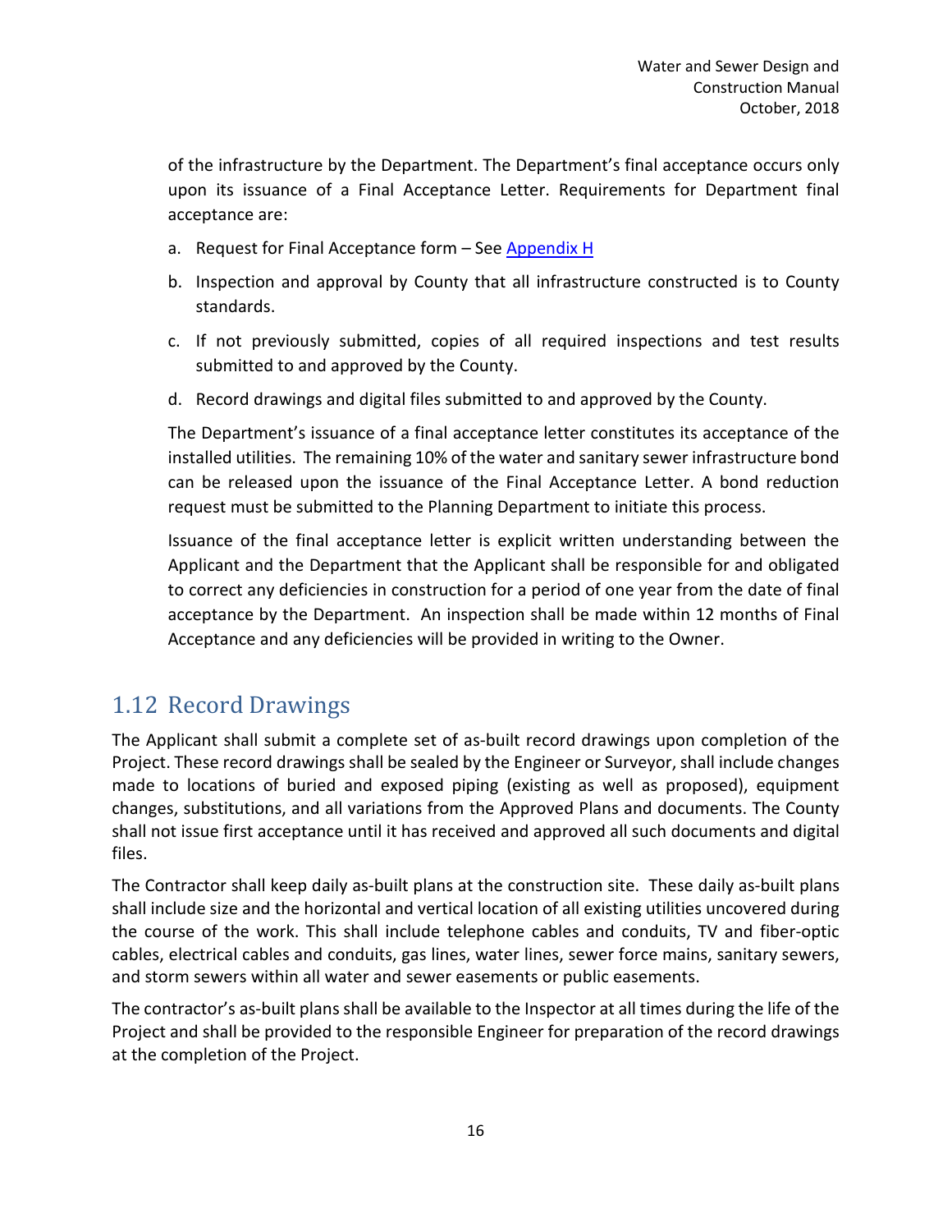of the infrastructure by the Department. The Department's final acceptance occurs only upon its issuance of a Final Acceptance Letter. Requirements for Department final acceptance are:

a. Request for Final Acceptance form – See Appendix H
b. Inspection and approval by County that all infrastructure constructed is to County standards.
c. If not previously submitted, copies of all required inspections and test results submitted to and approved by the County.
d. Record drawings and digital files submitted to and approved by the County.

The Department's issuance of a final acceptance letter constitutes its acceptance of the installed utilities. The remaining 10% of the water and sanitary sewer infrastructure bond can be released upon the issuance of the Final Acceptance Letter. A bond reduction request must be submitted to the Planning Department to initiate this process.

Issuance of the final acceptance letter is explicit written understanding between the Applicant and the Department that the Applicant shall be responsible for and obligated to correct any deficiencies in construction for a period of one year from the date of final acceptance by the Department. An inspection shall be made within 12 months of Final Acceptance and any deficiencies will be provided in writing to the Owner.

## 1.12 Record Drawings

The Applicant shall submit a complete set of as-built record drawings upon completion of the Project. These record drawings shall be sealed by the Engineer or Surveyor, shall include changes made to locations of buried and exposed piping (existing as well as proposed), equipment changes, substitutions, and all variations from the Approved Plans and documents. The County shall not issue first acceptance until it has received and approved all such documents and digital files.

The Contractor shall keep daily as-built plans at the construction site. These daily as-built plans shall include size and the horizontal and vertical location of all existing utilities uncovered during the course of the work. This shall include telephone cables and conduits, TV and fiber-optic cables, electrical cables and conduits, gas lines, water lines, sewer force mains, sanitary sewers, and storm sewers within all water and sewer easements or public easements.

The contractor's as-built plans shall be available to the Inspector at all times during the life of the Project and shall be provided to the responsible Engineer for preparation of the record drawings at the completion of the Project.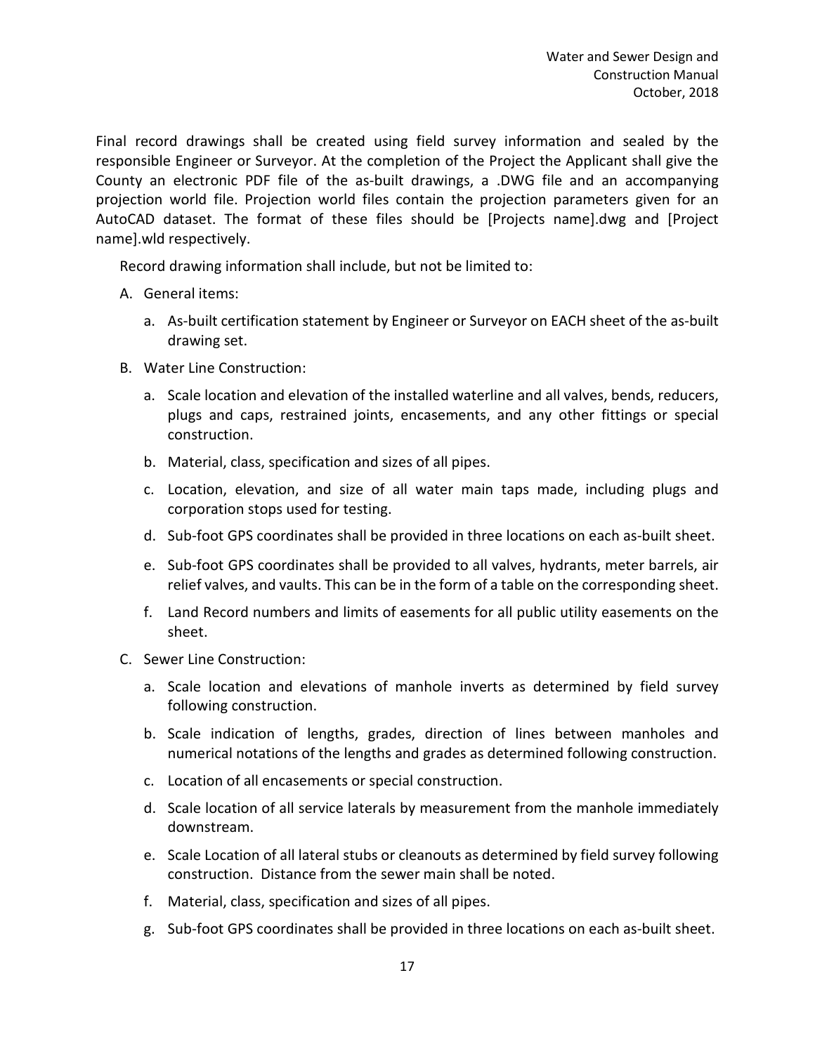Final record drawings shall be created using field survey information and sealed by the responsible Engineer or Surveyor. At the completion of the Project the Applicant shall give the County an electronic PDF file of the as-built drawings, a .DWG file and an accompanying projection world file. Projection world files contain the projection parameters given for an AutoCAD dataset. The format of these files should be [Projects name].dwg and [Project name].wld respectively.

Record drawing information shall include, but not be limited to:

A. General items:

   a. As-built certification statement by Engineer or Surveyor on EACH sheet of the as-built drawing set.

B. Water Line Construction:

   a. Scale location and elevation of the installed waterline and all valves, bends, reducers, plugs and caps, restrained joints, encasements, and any other fittings or special construction.

   b. Material, class, specification and sizes of all pipes.

   c. Location, elevation, and size of all water main taps made, including plugs and corporation stops used for testing.

   d. Sub-foot GPS coordinates shall be provided in three locations on each as-built sheet.

   e. Sub-foot GPS coordinates shall be provided to all valves, hydrants, meter barrels, air relief valves, and vaults. This can be in the form of a table on the corresponding sheet.

   f. Land Record numbers and limits of easements for all public utility easements on the sheet.

C. Sewer Line Construction:

   a. Scale location and elevations of manhole inverts as determined by field survey following construction.

   b. Scale indication of lengths, grades, direction of lines between manholes and numerical notations of the lengths and grades as determined following construction.

   c. Location of all encasements or special construction.

   d. Scale location of all service laterals by measurement from the manhole immediately downstream.

   e. Scale Location of all lateral stubs or cleanouts as determined by field survey following construction. Distance from the sewer main shall be noted.

   f. Material, class, specification and sizes of all pipes.

   g. Sub-foot GPS coordinates shall be provided in three locations on each as-built sheet.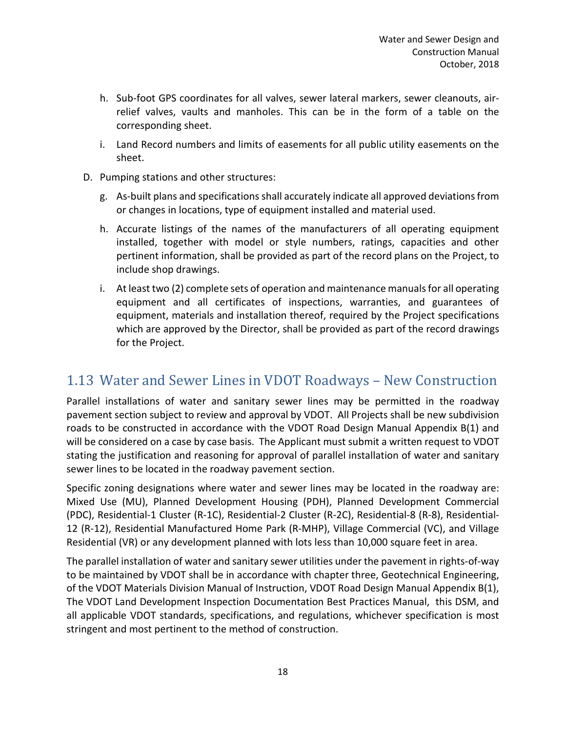h. Sub-foot GPS coordinates for all valves, sewer lateral markers, sewer cleanouts, air-relief valves, vaults and manholes. This can be in the form of a table on the corresponding sheet.

i. Land Record numbers and limits of easements for all public utility easements on the sheet.

D. Pumping stations and other structures:

g. As-built plans and specifications shall accurately indicate all approved deviations from or changes in locations, type of equipment installed and material used.

h. Accurate listings of the names of the manufacturers of all operating equipment installed, together with model or style numbers, ratings, capacities and other pertinent information, shall be provided as part of the record plans on the Project, to include shop drawings.

i. At least two (2) complete sets of operation and maintenance manuals for all operating equipment and all certificates of inspections, warranties, and guarantees of equipment, materials and installation thereof, required by the Project specifications which are approved by the Director, shall be provided as part of the record drawings for the Project.

## 1.13 Water and Sewer Lines in VDOT Roadways – New Construction

Parallel installations of water and sanitary sewer lines may be permitted in the roadway pavement section subject to review and approval by VDOT. All Projects shall be new subdivision roads to be constructed in accordance with the VDOT Road Design Manual Appendix B(1) and will be considered on a case by case basis. The Applicant must submit a written request to VDOT stating the justification and reasoning for approval of parallel installation of water and sanitary sewer lines to be located in the roadway pavement section.

Specific zoning designations where water and sewer lines may be located in the roadway are: Mixed Use (MU), Planned Development Housing (PDH), Planned Development Commercial (PDC), Residential-1 Cluster (R-1C), Residential-2 Cluster (R-2C), Residential-8 (R-8), Residential-12 (R-12), Residential Manufactured Home Park (R-MHP), Village Commercial (VC), and Village Residential (VR) or any development planned with lots less than 10,000 square feet in area.

The parallel installation of water and sanitary sewer utilities under the pavement in rights-of-way to be maintained by VDOT shall be in accordance with chapter three, Geotechnical Engineering, of the VDOT Materials Division Manual of Instruction, VDOT Road Design Manual Appendix B(1), The VDOT Land Development Inspection Documentation Best Practices Manual, this DSM, and all applicable VDOT standards, specifications, and regulations, whichever specification is most stringent and most pertinent to the method of construction.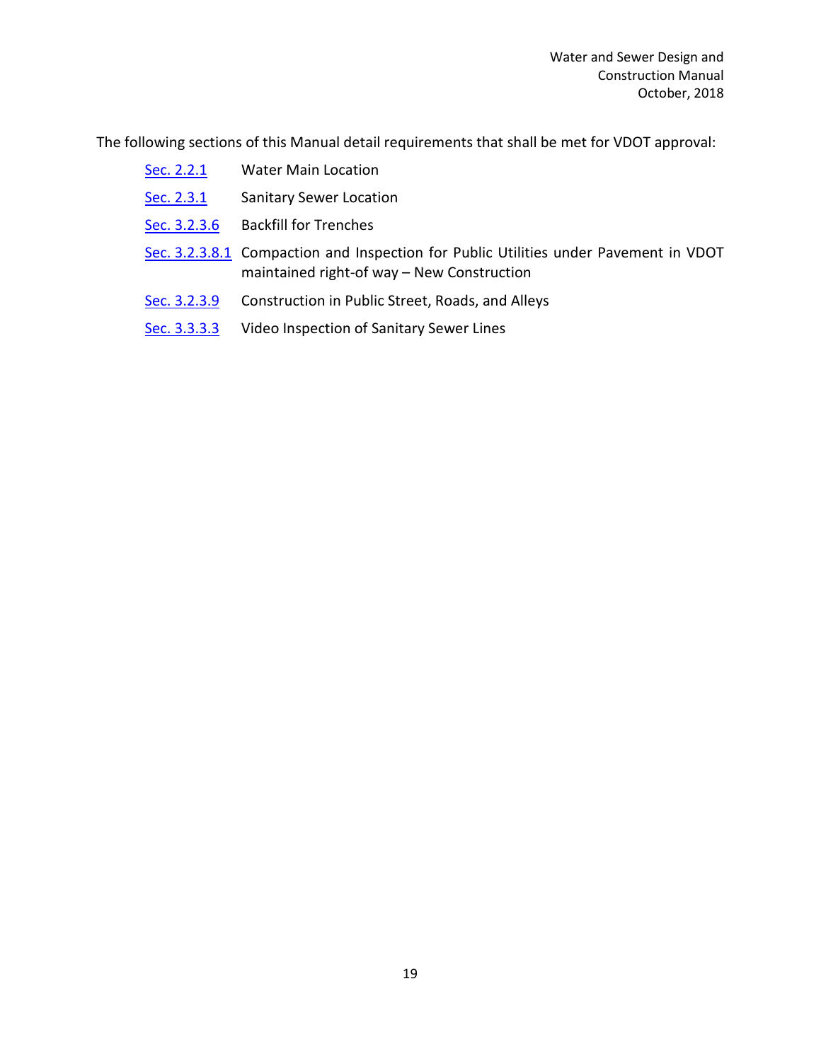The following sections of this Manual detail requirements that shall be met for VDOT approval:

| | |
|---|---|
| Sec. 2.2.1 | Water Main Location |
| Sec. 2.3.1 | Sanitary Sewer Location |
| Sec. 3.2.3.6 | Backfill for Trenches |
| Sec. 3.2.3.8.1 | Compaction and Inspection for Public Utilities under Pavement in VDOT maintained right-of way – New Construction |
| Sec. 3.2.3.9 | Construction in Public Street, Roads, and Alleys |
| Sec. 3.3.3.3 | Video Inspection of Sanitary Sewer Lines |